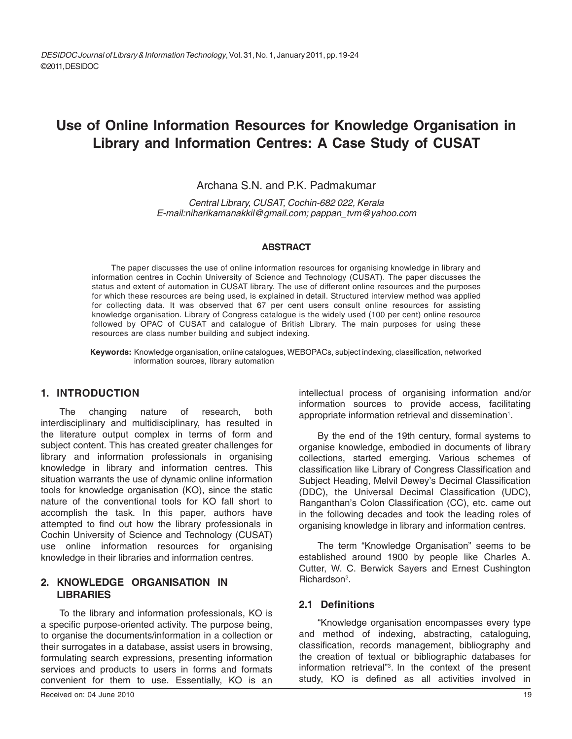# Use of Online Information Resources for Knowledge Organisation in Library and Information Centres: A Case Study of CUSAT

Archana S.N. and P.K. Padmakumar

*Central Library, CUSAT, Cochin-682 022, Kerala*
*E-mail:niharikamanakkil@gmail.com; pappan_tvm@yahoo.com*

**ABSTRACT**

The paper discusses the use of online information resources for organising knowledge in library and information centres in Cochin University of Science and Technology (CUSAT). The paper discusses the status and extent of automation in CUSAT library. The use of different online resources and the purposes for which these resources are being used, is explained in detail. Structured interview method was applied for collecting data. It was observed that 67 per cent users consult online resources for assisting knowledge organisation. Library of Congress catalogue is the widely used (100 per cent) online resource followed by OPAC of CUSAT and catalogue of British Library. The main purposes for using these resources are class number building and subject indexing.

**Keywords:** Knowledge organisation, online catalogues, WEBOPACs, subject indexing, classification, networked information sources, library automation

## 1. INTRODUCTION

The changing nature of research, both interdisciplinary and multidisciplinary, has resulted in the literature output complex in terms of form and subject content. This has created greater challenges for library and information professionals in organising knowledge in library and information centres. This situation warrants the use of dynamic online information tools for knowledge organisation (KO), since the static nature of the conventional tools for KO fall short to accomplish the task. In this paper, authors have attempted to find out how the library professionals in Cochin University of Science and Technology (CUSAT) use online information resources for organising knowledge in their libraries and information centres.

## 2. KNOWLEDGE ORGANISATION IN LIBRARIES

To the library and information professionals, KO is a specific purpose-oriented activity. The purpose being, to organise the documents/information in a collection or their surrogates in a database, assist users in browsing, formulating search expressions, presenting information services and products to users in forms and formats convenient for them to use. Essentially, KO is an intellectual process of organising information and/or information sources to provide access, facilitating appropriate information retrieval and dissemination[1].

By the end of the 19th century, formal systems to organise knowledge, embodied in documents of library collections, started emerging. Various schemes of classification like Library of Congress Classification and Subject Heading, Melvil Dewey's Decimal Classification (DDC), the Universal Decimal Classification (UDC), Ranganthan's Colon Classification (CC), etc. came out in the following decades and took the leading roles of organising knowledge in library and information centres.

The term "Knowledge Organisation" seems to be established around 1900 by people like Charles A. Cutter, W. C. Berwick Sayers and Ernest Cushington Richardson[2].

### 2.1 Definitions

"Knowledge organisation encompasses every type and method of indexing, abstracting, cataloguing, classification, records management, bibliography and the creation of textual or bibliographic databases for information retrieval"[3]. In the context of the present study, KO is defined as all activities involved in

Received on: 04 June 2010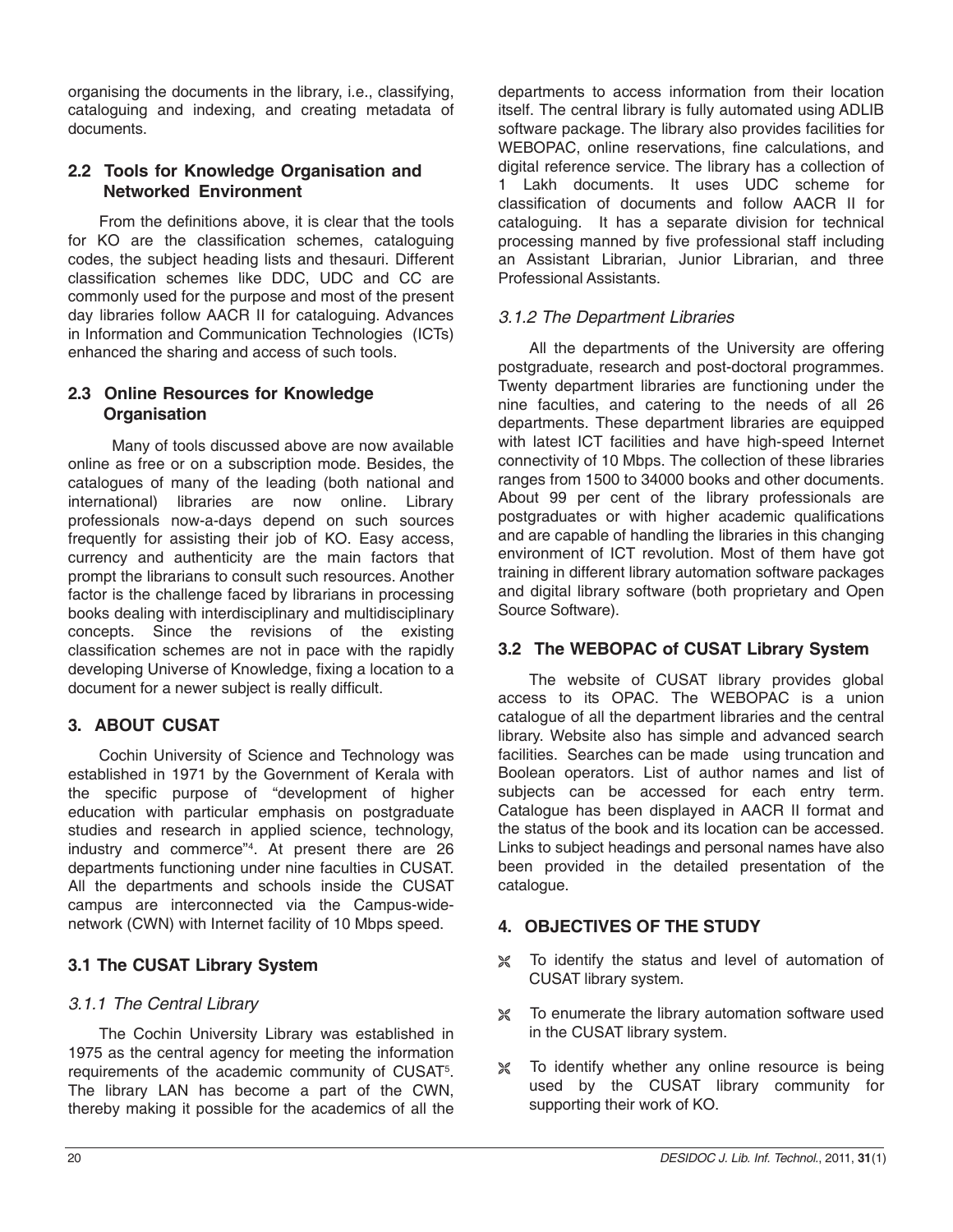organising the documents in the library, i.e., classifying, cataloguing and indexing, and creating metadata of documents.

### 2.2 Tools for Knowledge Organisation and Networked Environment

From the definitions above, it is clear that the tools for KO are the classification schemes, cataloguing codes, the subject heading lists and thesauri. Different classification schemes like DDC, UDC and CC are commonly used for the purpose and most of the present day libraries follow AACR II for cataloguing. Advances in Information and Communication Technologies (ICTs) enhanced the sharing and access of such tools.

### 2.3 Online Resources for Knowledge Organisation

Many of tools discussed above are now available online as free or on a subscription mode. Besides, the catalogues of many of the leading (both national and international) libraries are now online. Library professionals now-a-days depend on such sources frequently for assisting their job of KO. Easy access, currency and authenticity are the main factors that prompt the librarians to consult such resources. Another factor is the challenge faced by librarians in processing books dealing with interdisciplinary and multidisciplinary concepts. Since the revisions of the existing classification schemes are not in pace with the rapidly developing Universe of Knowledge, fixing a location to a document for a newer subject is really difficult.

## 3. ABOUT CUSAT

Cochin University of Science and Technology was established in 1971 by the Government of Kerala with the specific purpose of "development of higher education with particular emphasis on postgraduate studies and research in applied science, technology, industry and commerce"[4]. At present there are 26 departments functioning under nine faculties in CUSAT. All the departments and schools inside the CUSAT campus are interconnected via the Campus-wide-network (CWN) with Internet facility of 10 Mbps speed.

### 3.1 The CUSAT Library System

#### *3.1.1 The Central Library*

The Cochin University Library was established in 1975 as the central agency for meeting the information requirements of the academic community of CUSAT[5]. The library LAN has become a part of the CWN, thereby making it possible for the academics of all the departments to access information from their location itself. The central library is fully automated using ADLIB software package. The library also provides facilities for WEBOPAC, online reservations, fine calculations, and digital reference service. The library has a collection of 1 Lakh documents. It uses UDC scheme for classification of documents and follow AACR II for cataloguing. It has a separate division for technical processing manned by five professional staff including an Assistant Librarian, Junior Librarian, and three Professional Assistants.

#### *3.1.2 The Department Libraries*

All the departments of the University are offering postgraduate, research and post-doctoral programmes. Twenty department libraries are functioning under the nine faculties, and catering to the needs of all 26 departments. These department libraries are equipped with latest ICT facilities and have high-speed Internet connectivity of 10 Mbps. The collection of these libraries ranges from 1500 to 34000 books and other documents. About 99 per cent of the library professionals are postgraduates or with higher academic qualifications and are capable of handling the libraries in this changing environment of ICT revolution. Most of them have got training in different library automation software packages and digital library software (both proprietary and Open Source Software).

### 3.2 The WEBOPAC of CUSAT Library System

The website of CUSAT library provides global access to its OPAC. The WEBOPAC is a union catalogue of all the department libraries and the central library. Website also has simple and advanced search facilities. Searches can be made using truncation and Boolean operators. List of author names and list of subjects can be accessed for each entry term. Catalogue has been displayed in AACR II format and the status of the book and its location can be accessed. Links to subject headings and personal names have also been provided in the detailed presentation of the catalogue.

## 4. OBJECTIVES OF THE STUDY

- To identify the status and level of automation of CUSAT library system.
- To enumerate the library automation software used in the CUSAT library system.
- To identify whether any online resource is being used by the CUSAT library community for supporting their work of KO.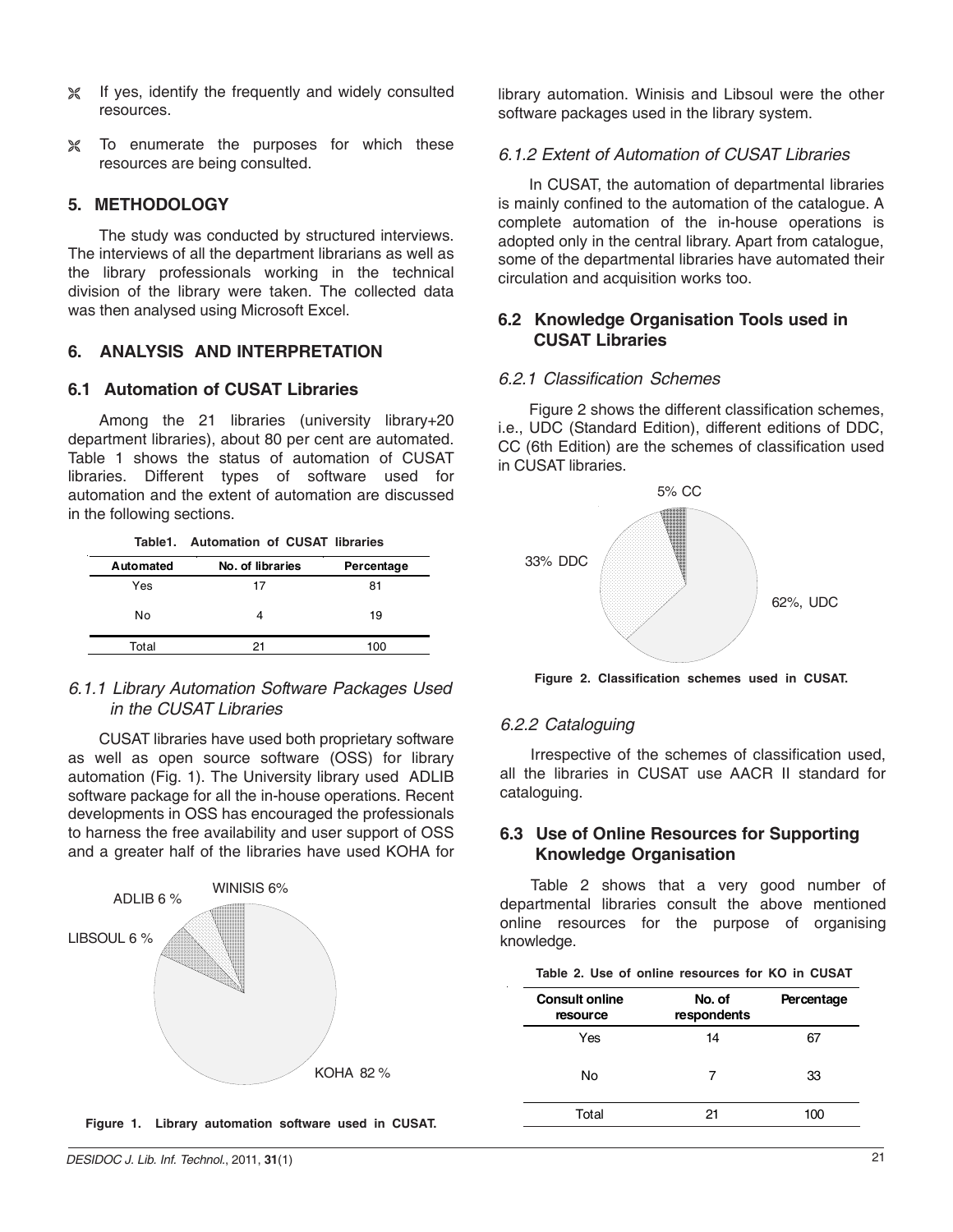- If yes, identify the frequently and widely consulted resources.
- To enumerate the purposes for which these resources are being consulted.

## 5. METHODOLOGY

The study was conducted by structured interviews. The interviews of all the department librarians as well as the library professionals working in the technical division of the library were taken. The collected data was then analysed using Microsoft Excel.

## 6. ANALYSIS AND INTERPRETATION

### 6.1 Automation of CUSAT Libraries

Among the 21 libraries (university library+20 department libraries), about 80 per cent are automated. Table 1 shows the status of automation of CUSAT libraries. Different types of software used for automation and the extent of automation are discussed in the following sections.

**Table1. Automation of CUSAT libraries**

| Automated | No. of libraries | Percentage |
|---|---|---|
| Yes | 17 | 81 |
| No | 4 | 19 |
| Total | 21 | 100 |

#### *6.1.1 Library Automation Software Packages Used in the CUSAT Libraries*

CUSAT libraries have used both proprietary software as well as open source software (OSS) for library automation (Fig. 1). The University library used ADLIB software package for all the in-house operations. Recent developments in OSS has encouraged the professionals to harness the free availability and user support of OSS and a greater half of the libraries have used KOHA for library automation. Winisis and Libsoul were the other software packages used in the library system.

WINISIS 6%
ADLIB 6 %
LIBSOUL 6 %
KOHA 82 %

**Figure 1. Library automation software used in CUSAT.**

#### *6.1.2 Extent of Automation of CUSAT Libraries*

In CUSAT, the automation of departmental libraries is mainly confined to the automation of the catalogue. A complete automation of the in-house operations is adopted only in the central library. Apart from catalogue, some of the departmental libraries have automated their circulation and acquisition works too.

### 6.2 Knowledge Organisation Tools used in CUSAT Libraries

#### *6.2.1 Classification Schemes*

Figure 2 shows the different classification schemes, i.e., UDC (Standard Edition), different editions of DDC, CC (6th Edition) are the schemes of classification used in CUSAT libraries.

5% CC
33% DDC
62%, UDC

**Figure 2. Classification schemes used in CUSAT.**

#### *6.2.2 Cataloguing*

Irrespective of the schemes of classification used, all the libraries in CUSAT use AACR II standard for cataloguing.

### 6.3 Use of Online Resources for Supporting Knowledge Organisation

Table 2 shows that a very good number of departmental libraries consult the above mentioned online resources for the purpose of organising knowledge.

**Table 2. Use of online resources for KO in CUSAT**

| Consult online resource | No. of respondents | Percentage |
|---|---|---|
| Yes | 14 | 67 |
| No | 7 | 33 |
| Total | 21 | 100 |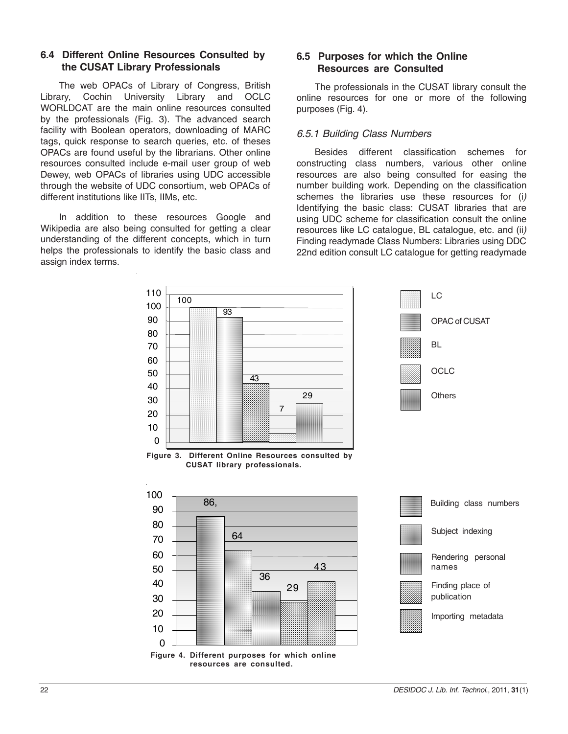### 6.4 Different Online Resources Consulted by the CUSAT Library Professionals

The web OPACs of Library of Congress, British Library, Cochin University Library and OCLC WORLDCAT are the main online resources consulted by the professionals (Fig. 3). The advanced search facility with Boolean operators, downloading of MARC tags, quick response to search queries, etc. of theses OPACs are found useful by the librarians. Other online resources consulted include e-mail user group of web Dewey, web OPACs of libraries using UDC accessible through the website of UDC consortium, web OPACs of different institutions like IITs, IIMs, etc.

In addition to these resources Google and Wikipedia are also being consulted for getting a clear understanding of the different concepts, which in turn helps the professionals to identify the basic class and assign index terms.

### 6.5 Purposes for which the Online Resources are Consulted

The professionals in the CUSAT library consult the online resources for one or more of the following purposes (Fig. 4).

#### *6.5.1 Building Class Numbers*

Besides different classification schemes for constructing class numbers, various other online resources are also being consulted for easing the number building work. Depending on the classification schemes the libraries use these resources for (i*)* Identifying the basic class: CUSAT libraries that are using UDC scheme for classification consult the online resources like LC catalogue, BL catalogue, etc. and (ii*)* Finding readymade Class Numbers: Libraries using DDC 22nd edition consult LC catalogue for getting readymade

| Resource | Value |
|---|---|
| LC | 100 |
| OPAC of CUSAT | 93 |
| BL | 43 |
| OCLC | 7 |
| Others | 29 |

**Figure 3. Different Online Resources consulted by CUSAT library professionals.**

| Purpose | Value |
|---|---|
| Building class numbers | 86, |
| Subject indexing | 64 |
| Rendering personal names | 36 |
| Finding place of publication | 29 |
| Importing metadata | 43 |

**Figure 4. Different purposes for which online resources are consulted.**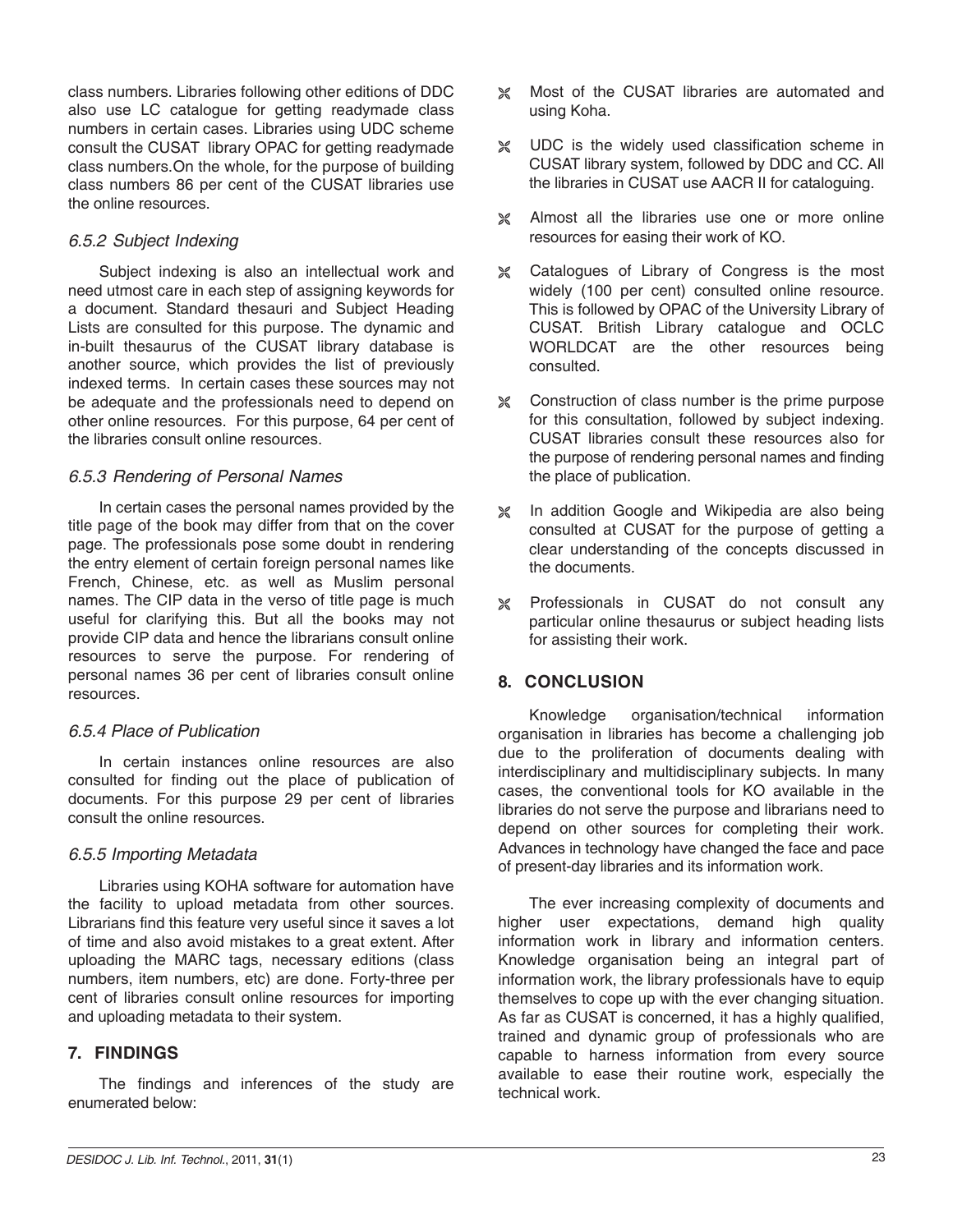class numbers. Libraries following other editions of DDC also use LC catalogue for getting readymade class numbers in certain cases. Libraries using UDC scheme consult the CUSAT library OPAC for getting readymade class numbers.On the whole, for the purpose of building class numbers 86 per cent of the CUSAT libraries use the online resources.

#### *6.5.2 Subject Indexing*

Subject indexing is also an intellectual work and need utmost care in each step of assigning keywords for a document. Standard thesauri and Subject Heading Lists are consulted for this purpose. The dynamic and in-built thesaurus of the CUSAT library database is another source, which provides the list of previously indexed terms. In certain cases these sources may not be adequate and the professionals need to depend on other online resources. For this purpose, 64 per cent of the libraries consult online resources.

#### *6.5.3 Rendering of Personal Names*

In certain cases the personal names provided by the title page of the book may differ from that on the cover page. The professionals pose some doubt in rendering the entry element of certain foreign personal names like French, Chinese, etc. as well as Muslim personal names. The CIP data in the verso of title page is much useful for clarifying this. But all the books may not provide CIP data and hence the librarians consult online resources to serve the purpose. For rendering of personal names 36 per cent of libraries consult online resources.

#### *6.5.4 Place of Publication*

In certain instances online resources are also consulted for finding out the place of publication of documents. For this purpose 29 per cent of libraries consult the online resources.

#### *6.5.5 Importing Metadata*

Libraries using KOHA software for automation have the facility to upload metadata from other sources. Librarians find this feature very useful since it saves a lot of time and also avoid mistakes to a great extent. After uploading the MARC tags, necessary editions (class numbers, item numbers, etc) are done. Forty-three per cent of libraries consult online resources for importing and uploading metadata to their system.

## 7. FINDINGS

The findings and inferences of the study are enumerated below:

- Most of the CUSAT libraries are automated and using Koha.
- UDC is the widely used classification scheme in CUSAT library system, followed by DDC and CC. All the libraries in CUSAT use AACR II for cataloguing.
- Almost all the libraries use one or more online resources for easing their work of KO.
- Catalogues of Library of Congress is the most widely (100 per cent) consulted online resource. This is followed by OPAC of the University Library of CUSAT. British Library catalogue and OCLC WORLDCAT are the other resources being consulted.
- Construction of class number is the prime purpose for this consultation, followed by subject indexing. CUSAT libraries consult these resources also for the purpose of rendering personal names and finding the place of publication.
- In addition Google and Wikipedia are also being consulted at CUSAT for the purpose of getting a clear understanding of the concepts discussed in the documents.
- Professionals in CUSAT do not consult any particular online thesaurus or subject heading lists for assisting their work.

## 8. CONCLUSION

Knowledge organisation/technical information organisation in libraries has become a challenging job due to the proliferation of documents dealing with interdisciplinary and multidisciplinary subjects. In many cases, the conventional tools for KO available in the libraries do not serve the purpose and librarians need to depend on other sources for completing their work. Advances in technology have changed the face and pace of present-day libraries and its information work.

The ever increasing complexity of documents and higher user expectations, demand high quality information work in library and information centers. Knowledge organisation being an integral part of information work, the library professionals have to equip themselves to cope up with the ever changing situation. As far as CUSAT is concerned, it has a highly qualified, trained and dynamic group of professionals who are capable to harness information from every source available to ease their routine work, especially the technical work.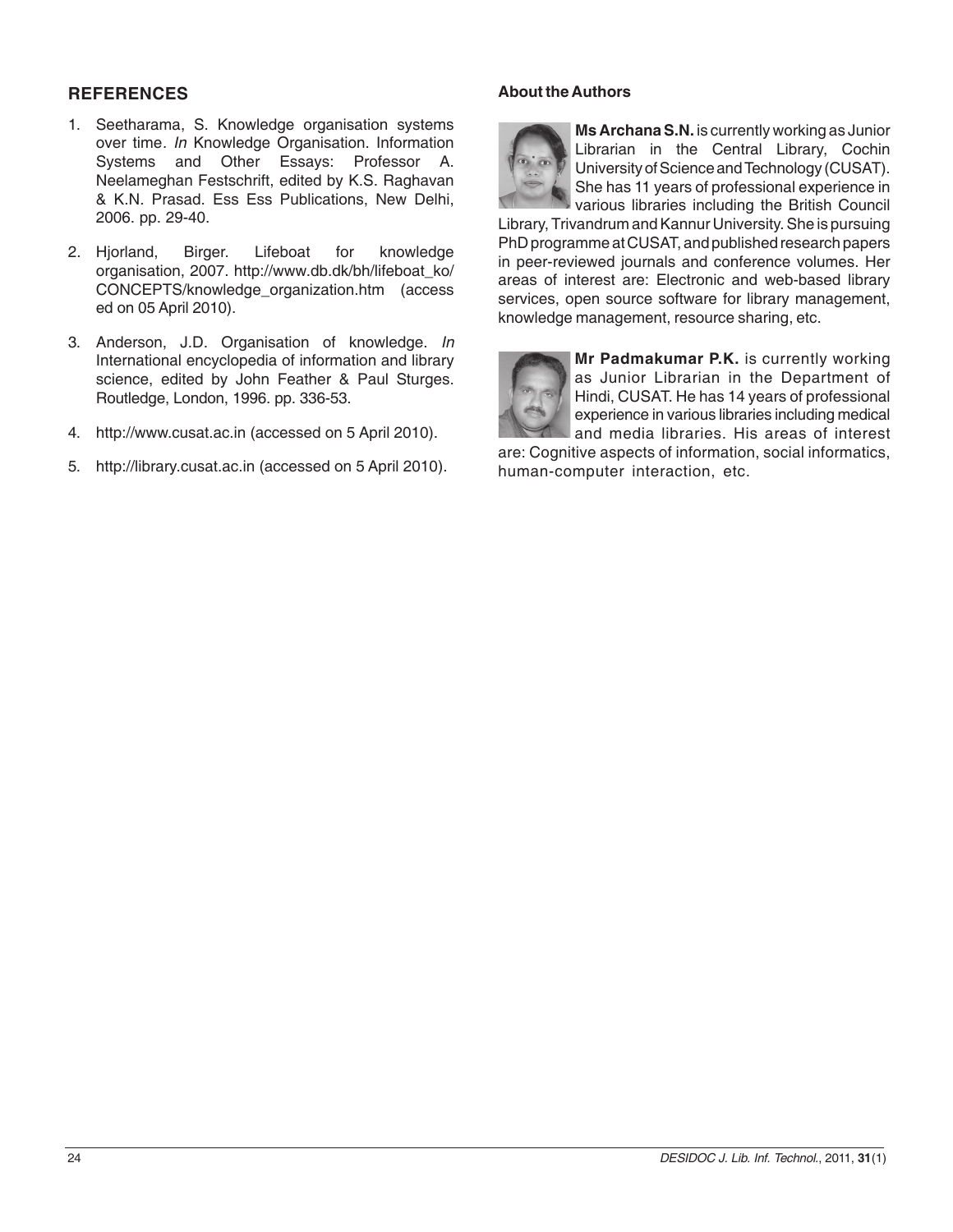## REFERENCES

1. Seetharama, S. Knowledge organisation systems over time. *In* Knowledge Organisation. Information Systems and Other Essays: Professor A. Neelameghan Festschrift, edited by K.S. Raghavan & K.N. Prasad. Ess Ess Publications, New Delhi, 2006. pp. 29-40.

2. Hjorland, Birger. Lifeboat for knowledge organisation, 2007. http://www.db.dk/bh/lifeboat_ko/CONCEPTS/knowledge_organization.htm (accessed on 05 April 2010).

3. Anderson, J.D. Organisation of knowledge. *In* International encyclopedia of information and library science, edited by John Feather & Paul Sturges. Routledge, London, 1996. pp. 336-53.

4. http://www.cusat.ac.in (accessed on 5 April 2010).

5. http://library.cusat.ac.in (accessed on 5 April 2010).

### About the Authors

**Ms Archana S.N.** is currently working as Junior Librarian in the Central Library, Cochin University of Science and Technology (CUSAT). She has 11 years of professional experience in various libraries including the British Council Library, Trivandrum and Kannur University. She is pursuing PhD programme at CUSAT, and published research papers in peer-reviewed journals and conference volumes. Her areas of interest are: Electronic and web-based library services, open source software for library management, knowledge management, resource sharing, etc.

**Mr Padmakumar P.K.** is currently working as Junior Librarian in the Department of Hindi, CUSAT. He has 14 years of professional experience in various libraries including medical and media libraries. His areas of interest are: Cognitive aspects of information, social informatics, human-computer interaction, etc.